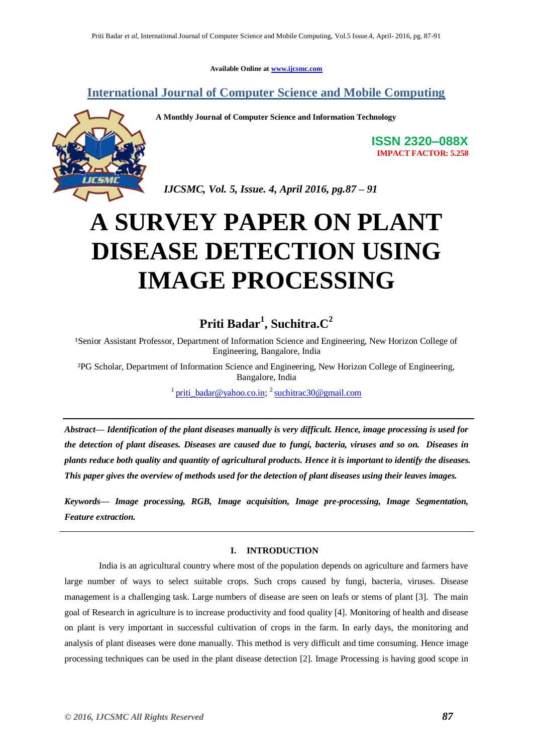Available Online at www.ijcsmc.com

**International Journal of Computer Science and Mobile Computing**

**A Monthly Journal of Computer Science and Information Technology**

**ISSN 2320–088X**
**IMPACT FACTOR: 5.258**

*IJCSMC, Vol. 5, Issue. 4, April 2016, pg.87 – 91*

# A SURVEY PAPER ON PLANT DISEASE DETECTION USING IMAGE PROCESSING

**Priti Badar[1], Suchitra.C[2]**

[1]Senior Assistant Professor, Department of Information Science and Engineering, New Horizon College of Engineering, Bangalore, India

[2]PG Scholar, Department of Information Science and Engineering, New Horizon College of Engineering, Bangalore, India

[1] priti_badar@yahoo.co.in; [2] suchitrac30@gmail.com

***Abstract— Identification of the plant diseases manually is very difficult. Hence, image processing is used for the detection of plant diseases. Diseases are caused due to fungi, bacteria, viruses and so on. Diseases in plants reduce both quality and quantity of agricultural products. Hence it is important to identify the diseases. This paper gives the overview of methods used for the detection of plant diseases using their leaves images.***

***Keywords— Image processing, RGB, Image acquisition, Image pre-processing, Image Segmentation, Feature extraction.***

## I. INTRODUCTION

India is an agricultural country where most of the population depends on agriculture and farmers have large number of ways to select suitable crops. Such crops caused by fungi, bacteria, viruses. Disease management is a challenging task. Large numbers of disease are seen on leafs or stems of plant [3]. The main goal of Research in agriculture is to increase productivity and food quality [4]. Monitoring of health and disease on plant is very important in successful cultivation of crops in the farm. In early days, the monitoring and analysis of plant diseases were done manually. This method is very difficult and time consuming. Hence image processing techniques can be used in the plant disease detection [2]. Image Processing is having good scope in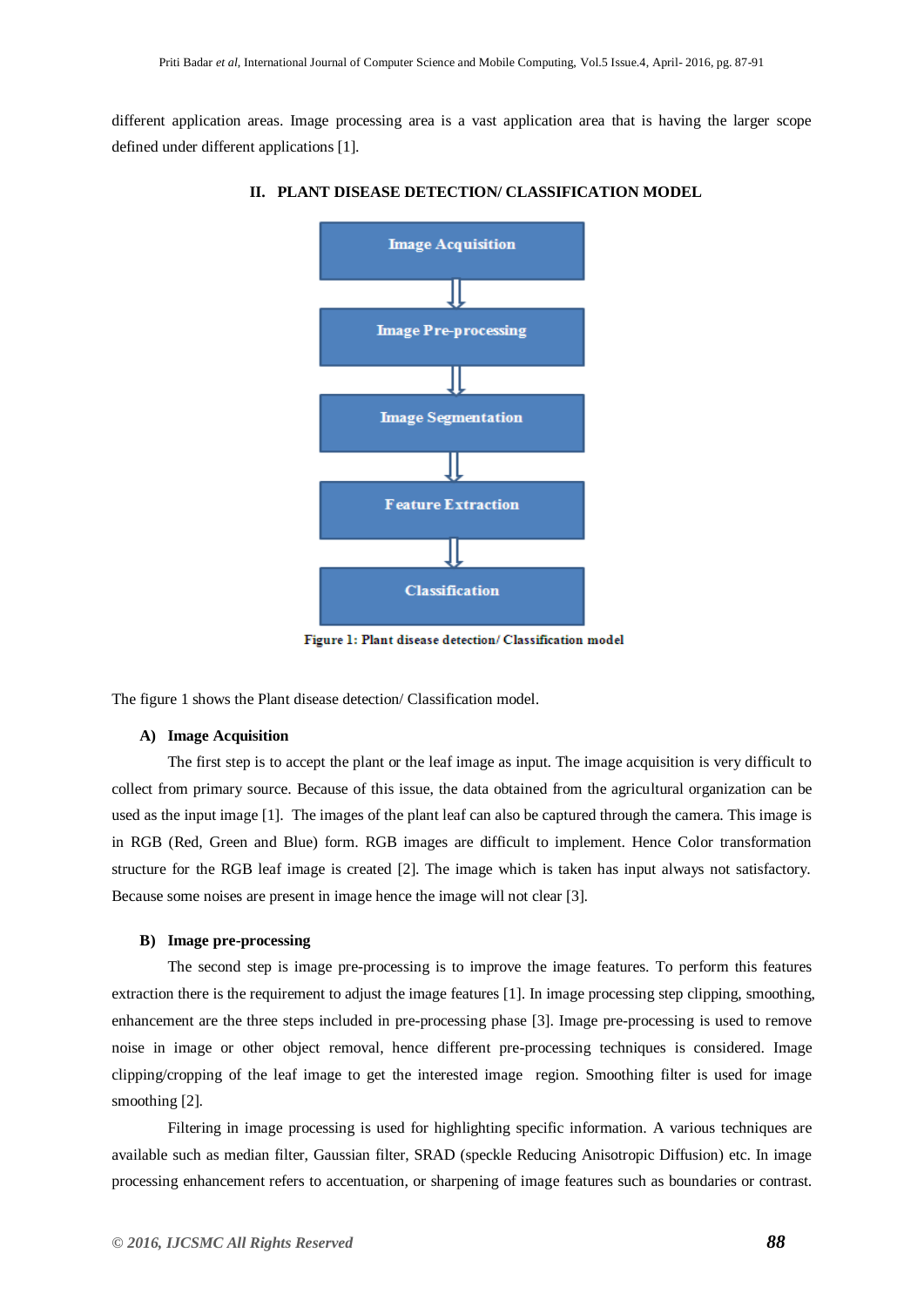different application areas. Image processing area is a vast application area that is having the larger scope defined under different applications [1].

## II. PLANT DISEASE DETECTION/ CLASSIFICATION MODEL

Image Acquisition
⇓
Image Pre-processing
⇓
Image Segmentation
⇓
Feature Extraction
⇓
Classification

**Figure 1: Plant disease detection/ Classification model**

The figure 1 shows the Plant disease detection/ Classification model.

### A) Image Acquisition

The first step is to accept the plant or the leaf image as input. The image acquisition is very difficult to collect from primary source. Because of this issue, the data obtained from the agricultural organization can be used as the input image [1]. The images of the plant leaf can also be captured through the camera. This image is in RGB (Red, Green and Blue) form. RGB images are difficult to implement. Hence Color transformation structure for the RGB leaf image is created [2]. The image which is taken has input always not satisfactory. Because some noises are present in image hence the image will not clear [3].

### B) Image pre-processing

The second step is image pre-processing is to improve the image features. To perform this features extraction there is the requirement to adjust the image features [1]. In image processing step clipping, smoothing, enhancement are the three steps included in pre-processing phase [3]. Image pre-processing is used to remove noise in image or other object removal, hence different pre-processing techniques is considered. Image clipping/cropping of the leaf image to get the interested image region. Smoothing filter is used for image smoothing [2].

Filtering in image processing is used for highlighting specific information. A various techniques are available such as median filter, Gaussian filter, SRAD (speckle Reducing Anisotropic Diffusion) etc. In image processing enhancement refers to accentuation, or sharpening of image features such as boundaries or contrast.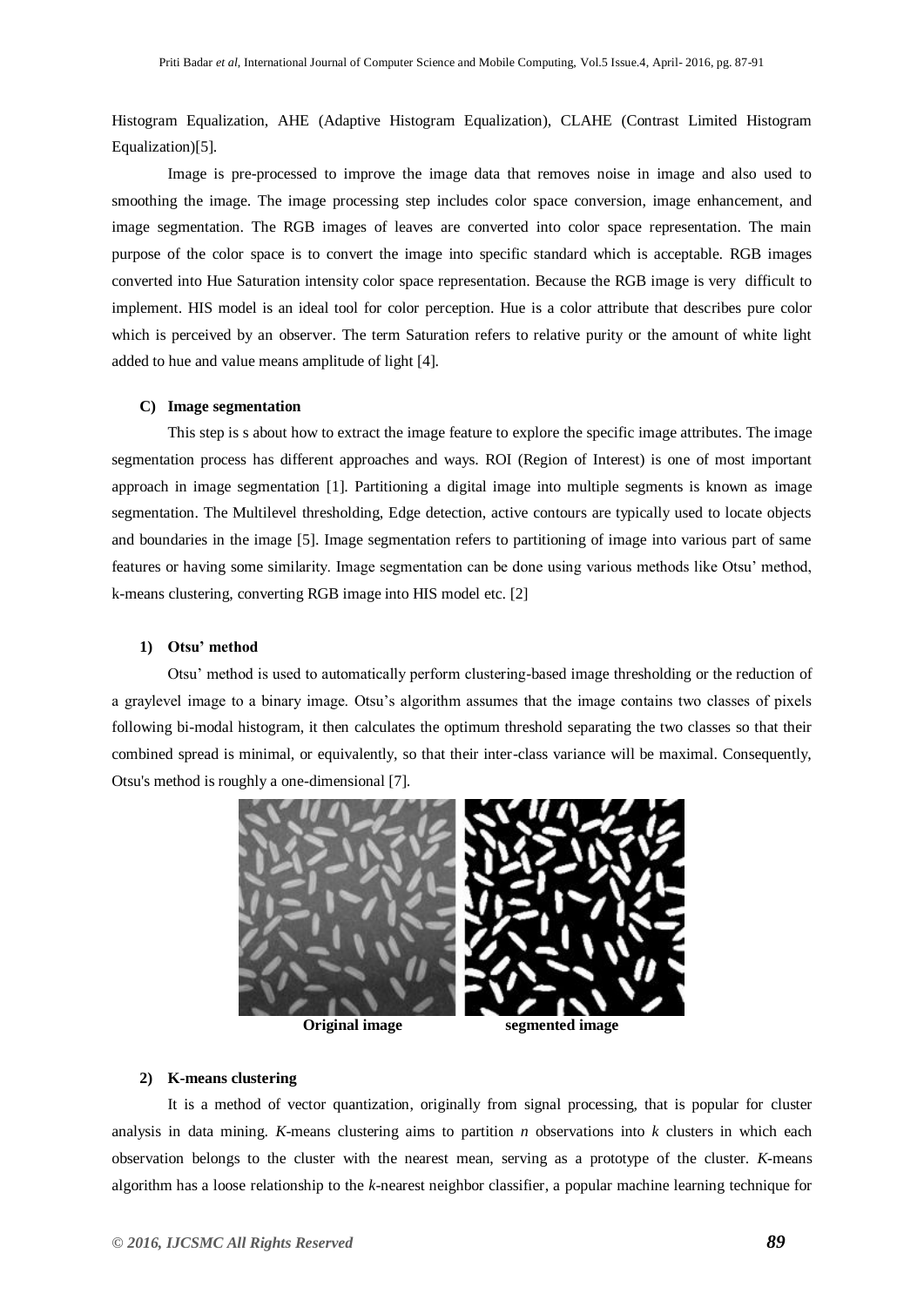Histogram Equalization, AHE (Adaptive Histogram Equalization), CLAHE (Contrast Limited Histogram Equalization)[5].

Image is pre-processed to improve the image data that removes noise in image and also used to smoothing the image. The image processing step includes color space conversion, image enhancement, and image segmentation. The RGB images of leaves are converted into color space representation. The main purpose of the color space is to convert the image into specific standard which is acceptable. RGB images converted into Hue Saturation intensity color space representation. Because the RGB image is very difficult to implement. HIS model is an ideal tool for color perception. Hue is a color attribute that describes pure color which is perceived by an observer. The term Saturation refers to relative purity or the amount of white light added to hue and value means amplitude of light [4].

### C) Image segmentation

This step is s about how to extract the image feature to explore the specific image attributes. The image segmentation process has different approaches and ways. ROI (Region of Interest) is one of most important approach in image segmentation [1]. Partitioning a digital image into multiple segments is known as image segmentation. The Multilevel thresholding, Edge detection, active contours are typically used to locate objects and boundaries in the image [5]. Image segmentation refers to partitioning of image into various part of same features or having some similarity. Image segmentation can be done using various methods like Otsu' method, k-means clustering, converting RGB image into HIS model etc. [2]

#### 1) Otsu' method

Otsu' method is used to automatically perform clustering-based image thresholding or the reduction of a graylevel image to a binary image. Otsu's algorithm assumes that the image contains two classes of pixels following bi-modal histogram, it then calculates the optimum threshold separating the two classes so that their combined spread is minimal, or equivalently, so that their inter-class variance will be maximal. Consequently, Otsu's method is roughly a one-dimensional [7].

**Original image** **segmented image**

#### 2) K-means clustering

It is a method of vector quantization, originally from signal processing, that is popular for cluster analysis in data mining. *K*-means clustering aims to partition *n* observations into *k* clusters in which each observation belongs to the cluster with the nearest mean, serving as a prototype of the cluster. *K*-means algorithm has a loose relationship to the *k*-nearest neighbor classifier, a popular machine learning technique for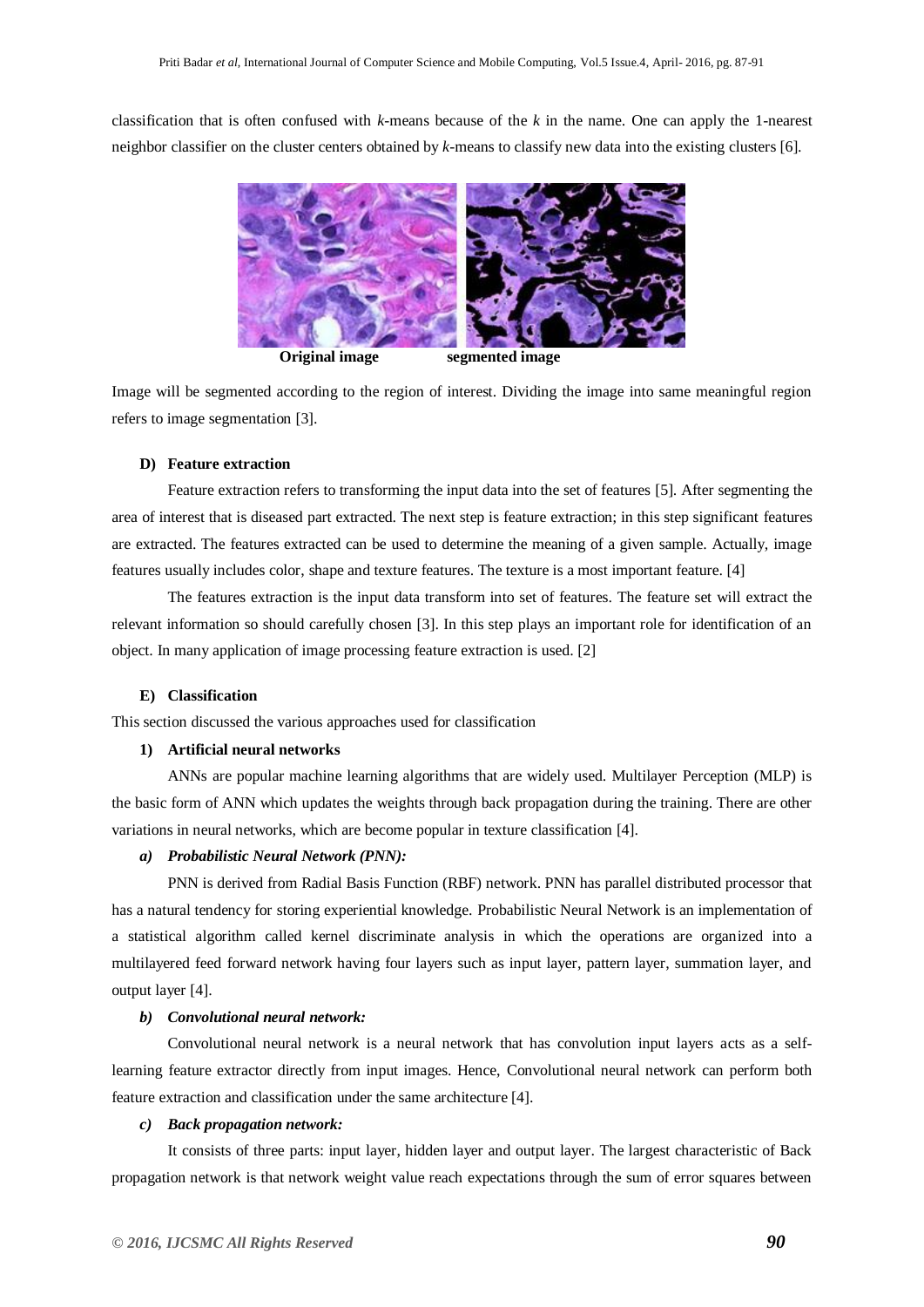classification that is often confused with *k*-means because of the *k* in the name. One can apply the 1-nearest neighbor classifier on the cluster centers obtained by *k*-means to classify new data into the existing clusters [6].

**Original image** **segmented image**

Image will be segmented according to the region of interest. Dividing the image into same meaningful region refers to image segmentation [3].

### D) Feature extraction

Feature extraction refers to transforming the input data into the set of features [5]. After segmenting the area of interest that is diseased part extracted. The next step is feature extraction; in this step significant features are extracted. The features extracted can be used to determine the meaning of a given sample. Actually, image features usually includes color, shape and texture features. The texture is a most important feature. [4]

The features extraction is the input data transform into set of features. The feature set will extract the relevant information so should carefully chosen [3]. In this step plays an important role for identification of an object. In many application of image processing feature extraction is used. [2]

### E) Classification

This section discussed the various approaches used for classification

#### 1) Artificial neural networks

ANNs are popular machine learning algorithms that are widely used. Multilayer Perception (MLP) is the basic form of ANN which updates the weights through back propagation during the training. There are other variations in neural networks, which are become popular in texture classification [4].

##### *a) Probabilistic Neural Network (PNN):*

PNN is derived from Radial Basis Function (RBF) network. PNN has parallel distributed processor that has a natural tendency for storing experiential knowledge. Probabilistic Neural Network is an implementation of a statistical algorithm called kernel discriminate analysis in which the operations are organized into a multilayered feed forward network having four layers such as input layer, pattern layer, summation layer, and output layer [4].

##### *b) Convolutional neural network:*

Convolutional neural network is a neural network that has convolution input layers acts as a self-learning feature extractor directly from input images. Hence, Convolutional neural network can perform both feature extraction and classification under the same architecture [4].

##### *c) Back propagation network:*

It consists of three parts: input layer, hidden layer and output layer. The largest characteristic of Back propagation network is that network weight value reach expectations through the sum of error squares between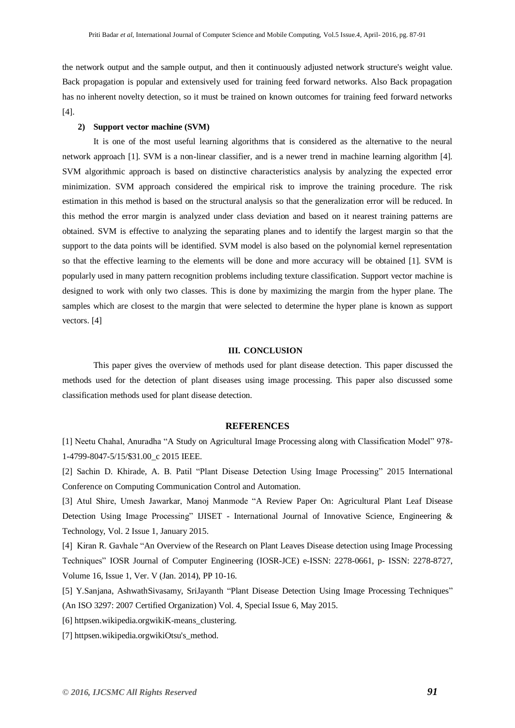the network output and the sample output, and then it continuously adjusted network structure's weight value. Back propagation is popular and extensively used for training feed forward networks. Also Back propagation has no inherent novelty detection, so it must be trained on known outcomes for training feed forward networks [4].

**2) Support vector machine (SVM)**

It is one of the most useful learning algorithms that is considered as the alternative to the neural network approach [1]. SVM is a non-linear classifier, and is a newer trend in machine learning algorithm [4]. SVM algorithmic approach is based on distinctive characteristics analysis by analyzing the expected error minimization. SVM approach considered the empirical risk to improve the training procedure. The risk estimation in this method is based on the structural analysis so that the generalization error will be reduced. In this method the error margin is analyzed under class deviation and based on it nearest training patterns are obtained. SVM is effective to analyzing the separating planes and to identify the largest margin so that the support to the data points will be identified. SVM model is also based on the polynomial kernel representation so that the effective learning to the elements will be done and more accuracy will be obtained [1]. SVM is popularly used in many pattern recognition problems including texture classification. Support vector machine is designed to work with only two classes. This is done by maximizing the margin from the hyper plane. The samples which are closest to the margin that were selected to determine the hyper plane is known as support vectors. [4]

## III. CONCLUSION

This paper gives the overview of methods used for plant disease detection. This paper discussed the methods used for the detection of plant diseases using image processing. This paper also discussed some classification methods used for plant disease detection.

## REFERENCES

[1] Neetu Chahal, Anuradha “A Study on Agricultural Image Processing along with Classification Model” 978-1-4799-8047-5/15/$31.00_c 2015 IEEE.

[2] Sachin D. Khirade, A. B. Patil “Plant Disease Detection Using Image Processing” 2015 International Conference on Computing Communication Control and Automation.

[3] Atul Shire, Umesh Jawarkar, Manoj Manmode “A Review Paper On: Agricultural Plant Leaf Disease Detection Using Image Processing” IJISET - International Journal of Innovative Science, Engineering & Technology, Vol. 2 Issue 1, January 2015.

[4] Kiran R. Gavhale “An Overview of the Research on Plant Leaves Disease detection using Image Processing Techniques” IOSR Journal of Computer Engineering (IOSR-JCE) e-ISSN: 2278-0661, p- ISSN: 2278-8727, Volume 16, Issue 1, Ver. V (Jan. 2014), PP 10-16.

[5] Y.Sanjana, AshwathSivasamy, SriJayanth “Plant Disease Detection Using Image Processing Techniques” (An ISO 3297: 2007 Certified Organization) Vol. 4, Special Issue 6, May 2015.

[6] httpsen.wikipedia.orgwikiK-means_clustering.

[7] httpsen.wikipedia.orgwikiOtsu's_method.